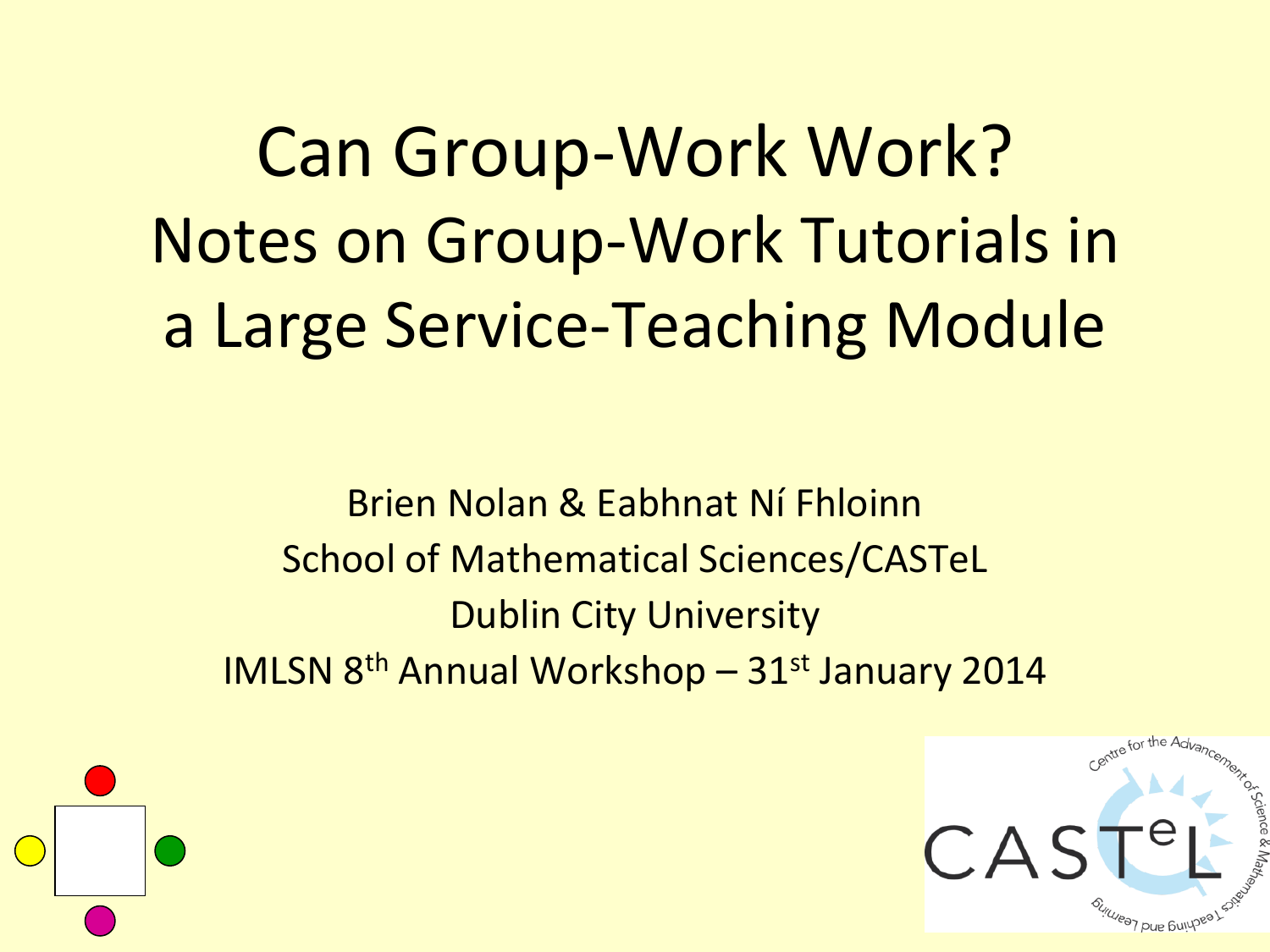# Can Group-Work Work?
## Notes on Group-Work Tutorials in a Large Service-Teaching Module

Brien Nolan & Eabhnat Ní Fhloinn

School of Mathematical Sciences/CASTeL

Dublin City University

IMLSN 8th Annual Workshop – 31st January 2014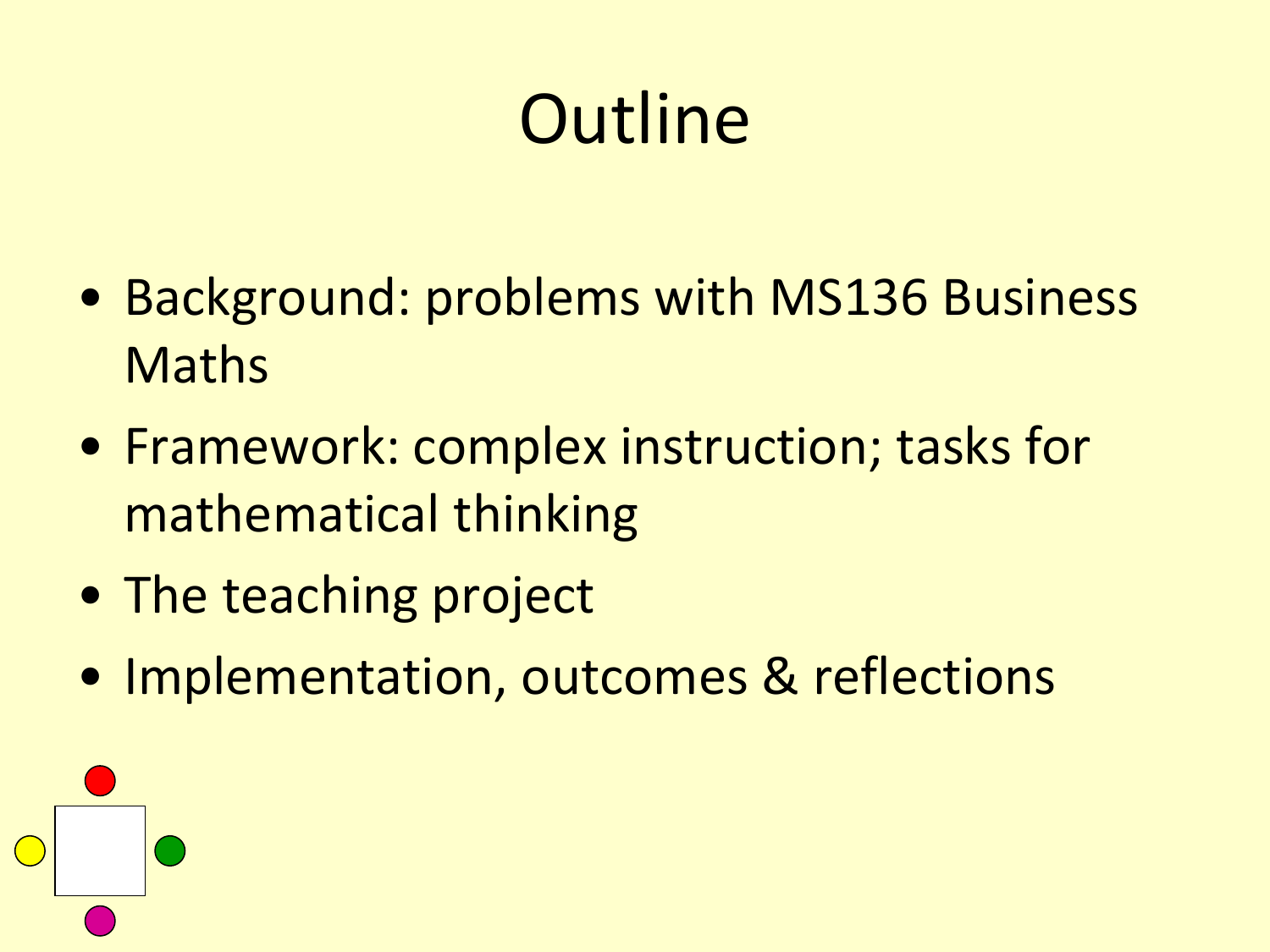# Outline

- Background: problems with MS136 Business Maths
- Framework: complex instruction; tasks for mathematical thinking
- The teaching project
- Implementation, outcomes & reflections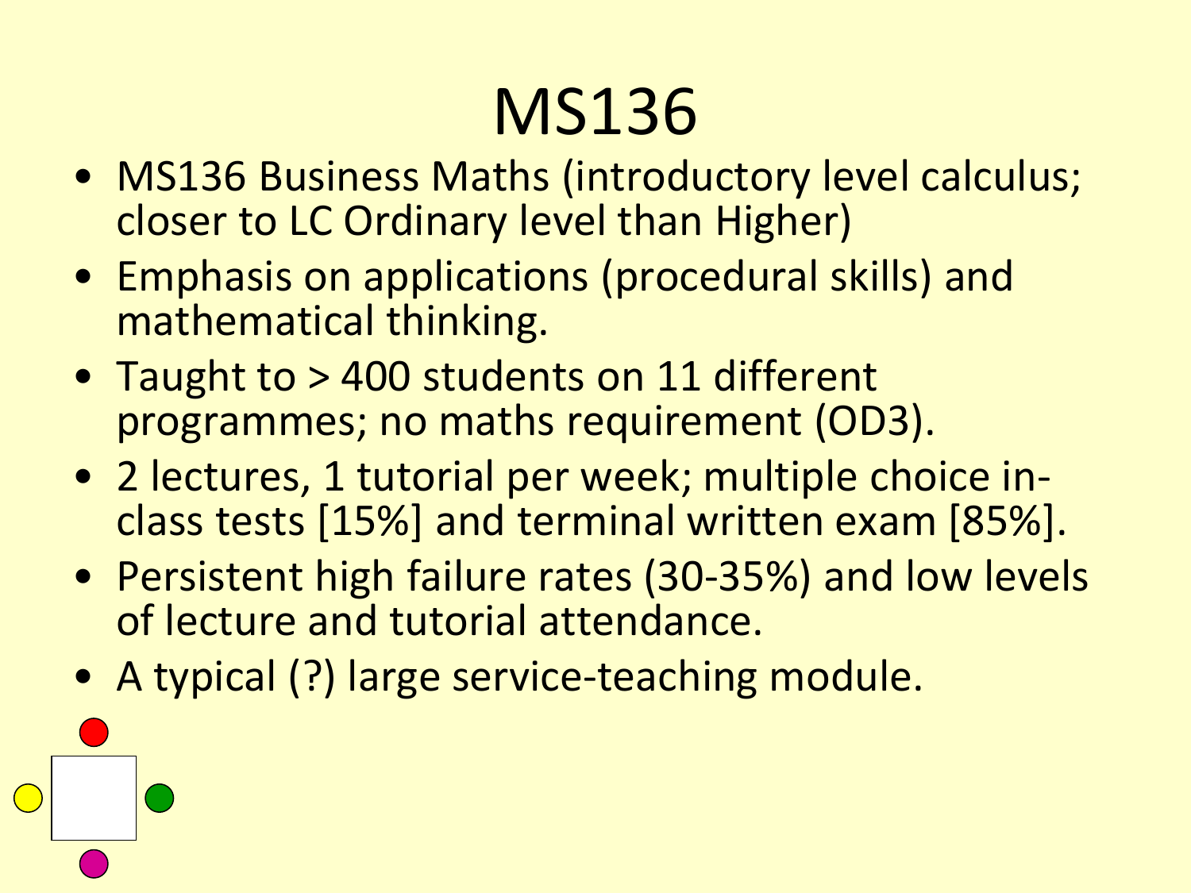# MS136

- MS136 Business Maths (introductory level calculus; closer to LC Ordinary level than Higher)
- Emphasis on applications (procedural skills) and mathematical thinking.
- Taught to > 400 students on 11 different programmes; no maths requirement (OD3).
- 2 lectures, 1 tutorial per week; multiple choice in-class tests [15%] and terminal written exam [85%].
- Persistent high failure rates (30-35%) and low levels of lecture and tutorial attendance.
- A typical (?) large service-teaching module.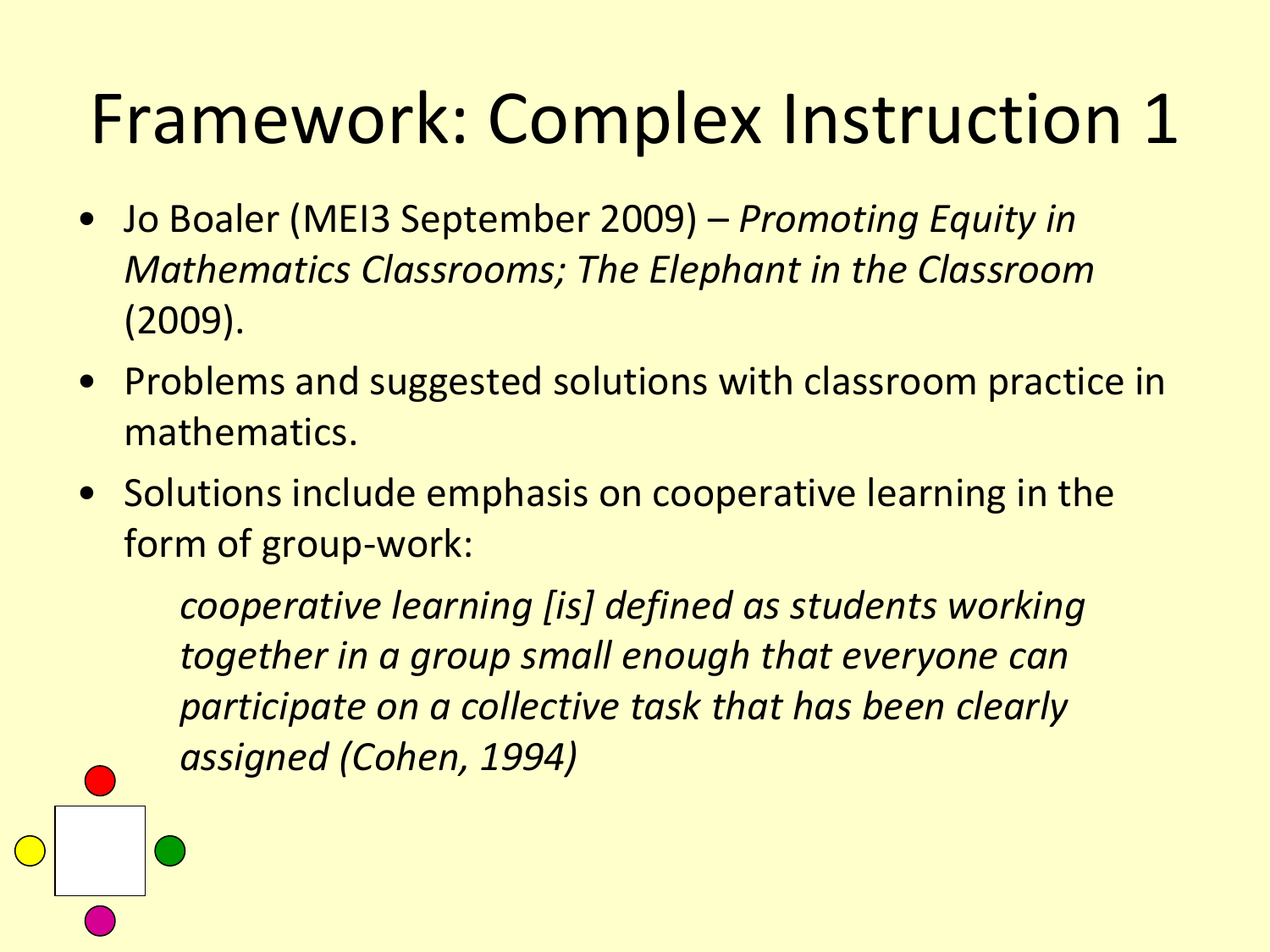# Framework: Complex Instruction 1

- Jo Boaler (MEI3 September 2009) – *Promoting Equity in Mathematics Classrooms; The Elephant in the Classroom* (2009).
- Problems and suggested solutions with classroom practice in mathematics.
- Solutions include emphasis on cooperative learning in the form of group-work:

  *cooperative learning [is] defined as students working together in a group small enough that everyone can participate on a collective task that has been clearly assigned (Cohen, 1994)*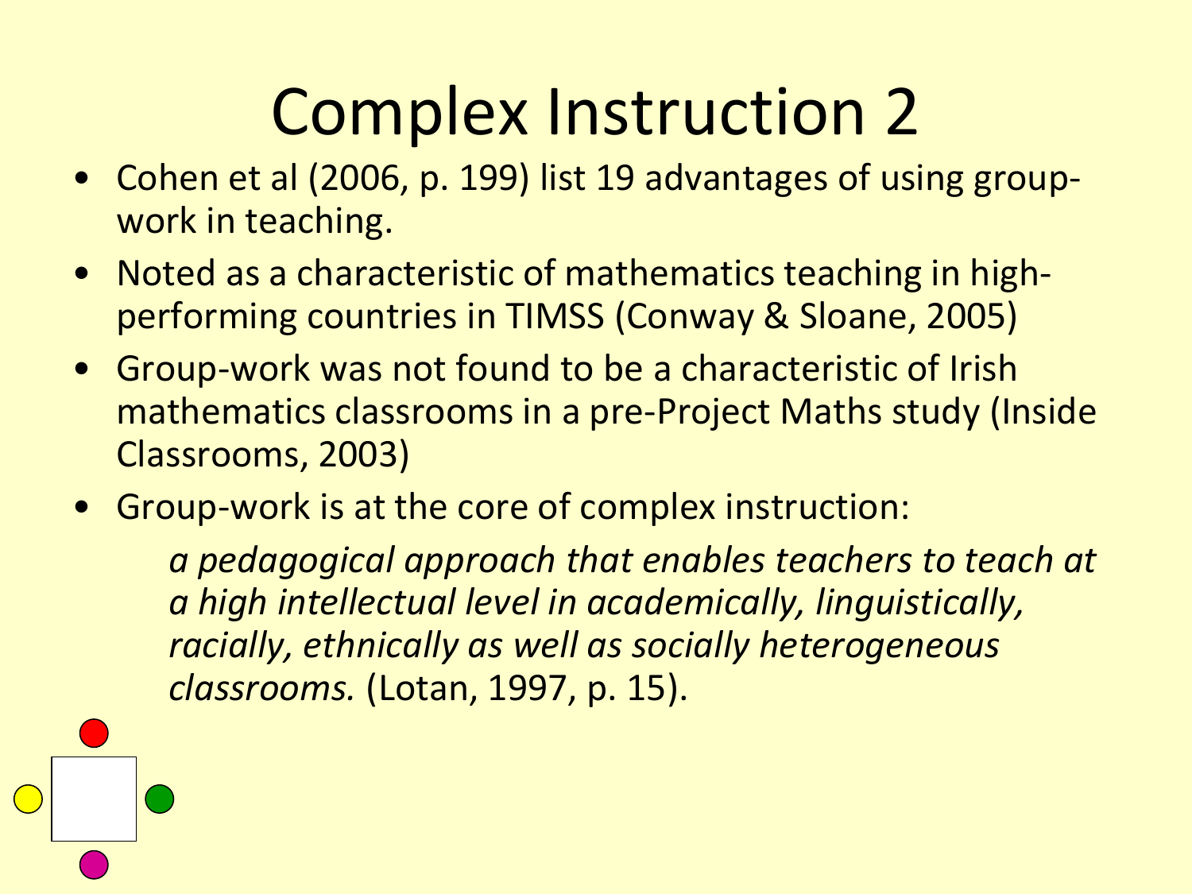# Complex Instruction 2

- Cohen et al (2006, p. 199) list 19 advantages of using group-work in teaching.
- Noted as a characteristic of mathematics teaching in high-performing countries in TIMSS (Conway & Sloane, 2005)
- Group-work was not found to be a characteristic of Irish mathematics classrooms in a pre-Project Maths study (Inside Classrooms, 2003)
- Group-work is at the core of complex instruction:

  *a pedagogical approach that enables teachers to teach at a high intellectual level in academically, linguistically, racially, ethnically as well as socially heterogeneous classrooms.* (Lotan, 1997, p. 15).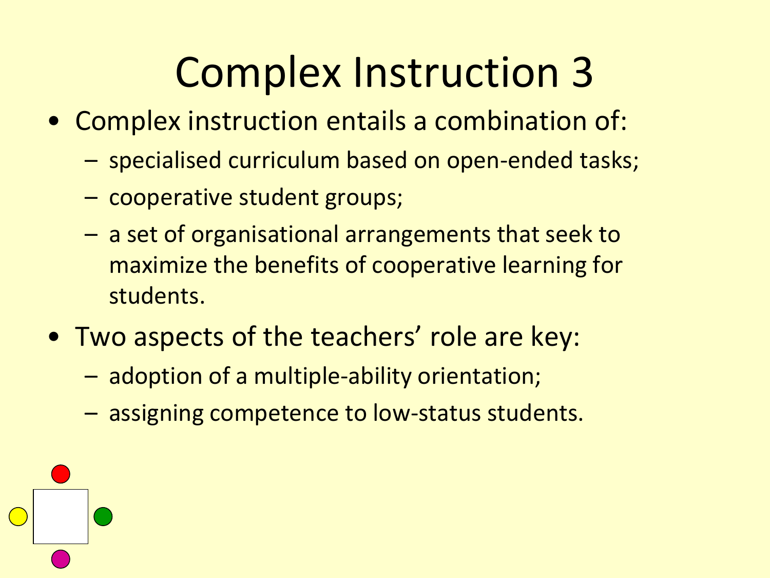# Complex Instruction 3

- Complex instruction entails a combination of:
  - specialised curriculum based on open-ended tasks;
  - cooperative student groups;
  - a set of organisational arrangements that seek to maximize the benefits of cooperative learning for students.
- Two aspects of the teachers’ role are key:
  - adoption of a multiple-ability orientation;
  - assigning competence to low-status students.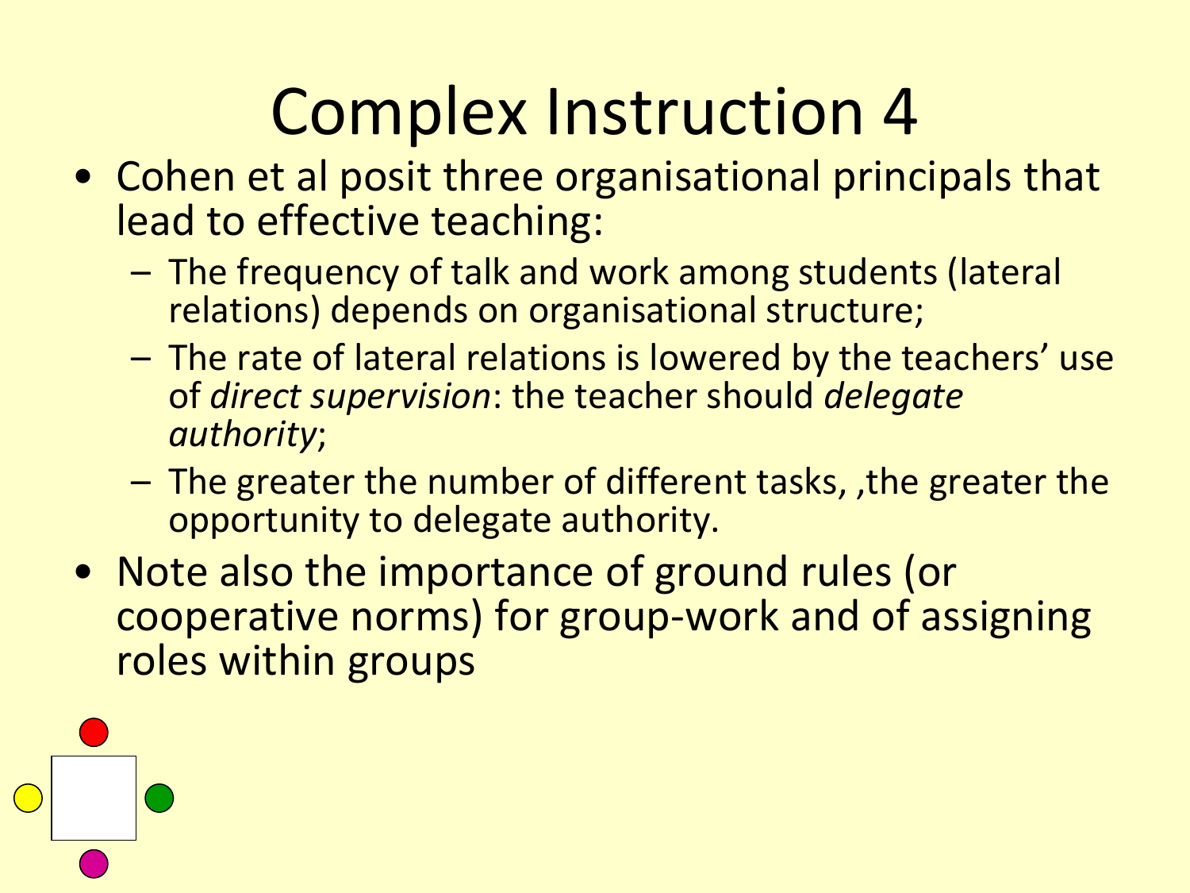# Complex Instruction 4

- Cohen et al posit three organisational principals that lead to effective teaching:
  - The frequency of talk and work among students (lateral relations) depends on organisational structure;
  - The rate of lateral relations is lowered by the teachers' use of *direct supervision*: the teacher should *delegate authority*;
  - The greater the number of different tasks, ,the greater the opportunity to delegate authority.
- Note also the importance of ground rules (or cooperative norms) for group-work and of assigning roles within groups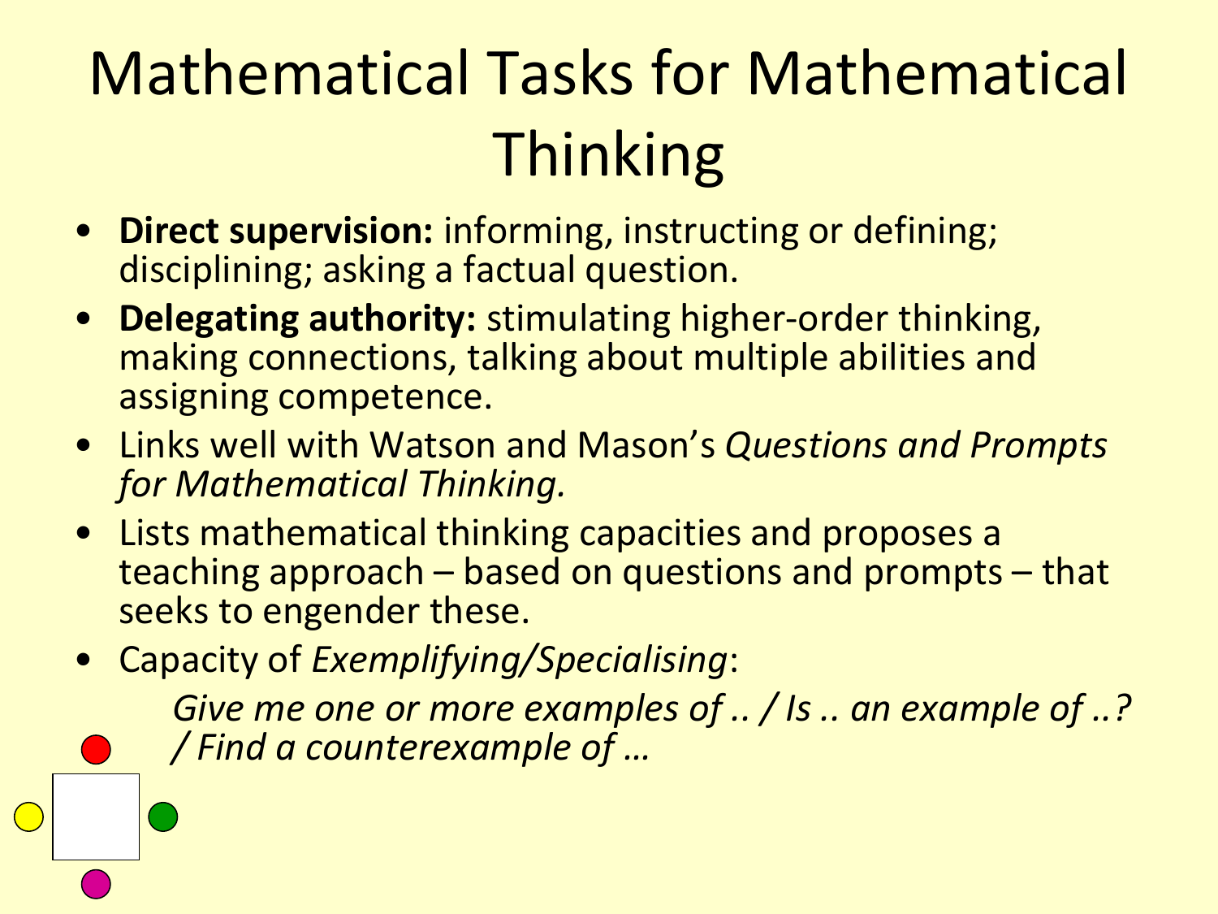# Mathematical Tasks for Mathematical Thinking

- **Direct supervision:** informing, instructing or defining; disciplining; asking a factual question.
- **Delegating authority:** stimulating higher-order thinking, making connections, talking about multiple abilities and assigning competence.
- Links well with Watson and Mason's *Questions and Prompts for Mathematical Thinking.*
- Lists mathematical thinking capacities and proposes a teaching approach – based on questions and prompts – that seeks to engender these.
- Capacity of *Exemplifying/Specialising*:

  *Give me one or more examples of .. / Is .. an example of ..? / Find a counterexample of …*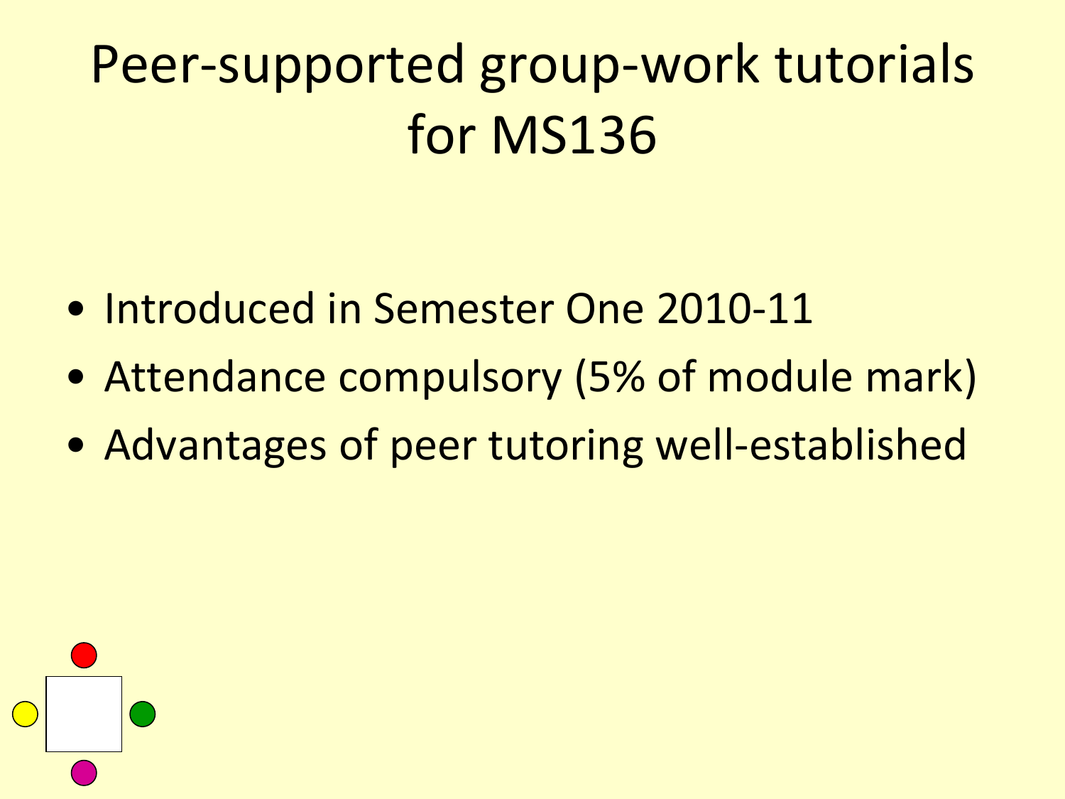# Peer-supported group-work tutorials for MS136

- Introduced in Semester One 2010-11
- Attendance compulsory (5% of module mark)
- Advantages of peer tutoring well-established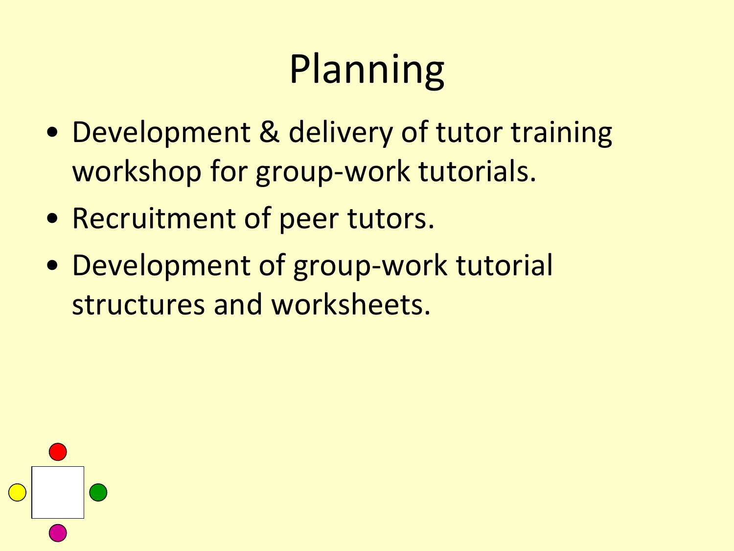# Planning

- Development & delivery of tutor training workshop for group-work tutorials.
- Recruitment of peer tutors.
- Development of group-work tutorial structures and worksheets.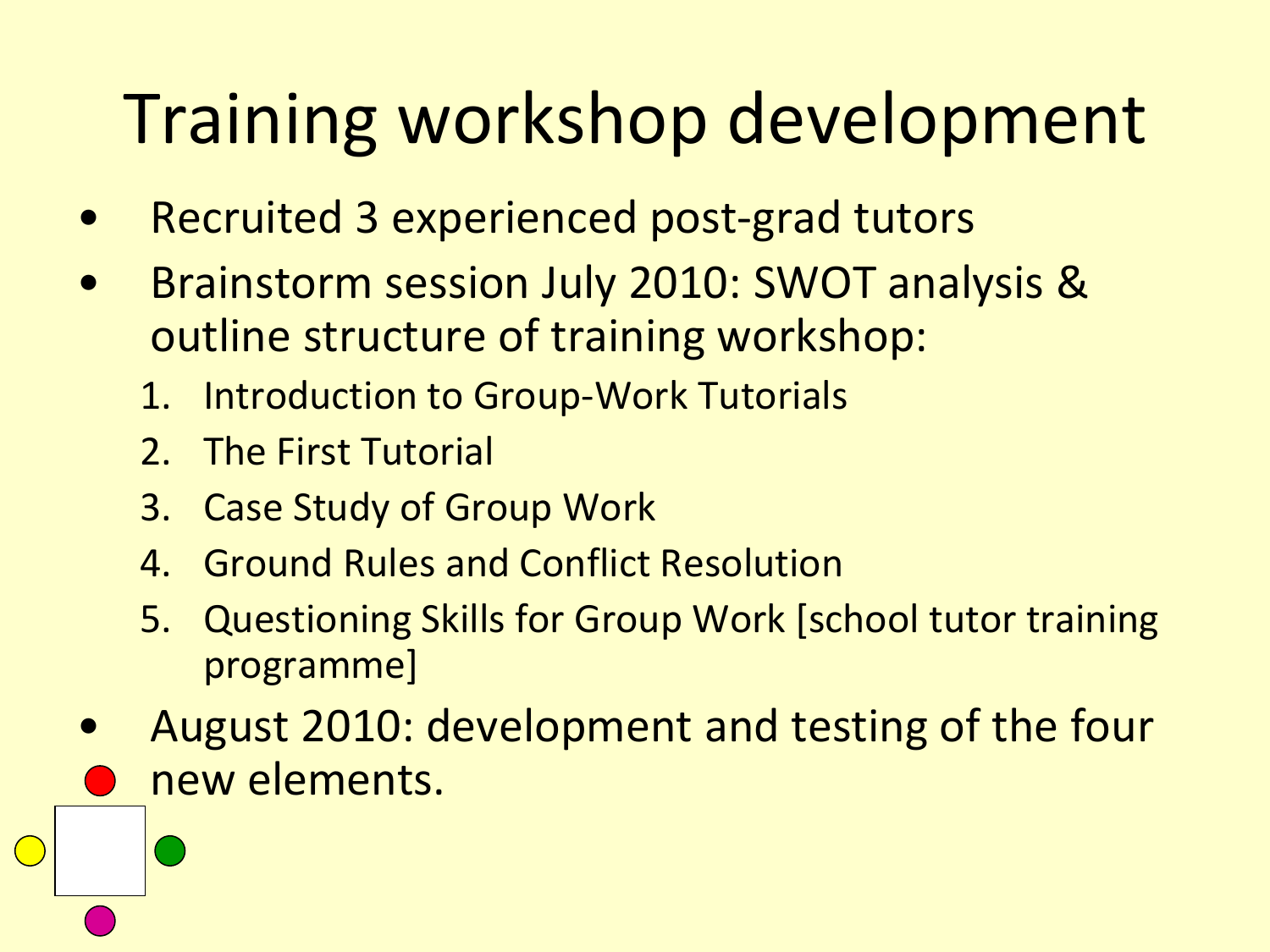# Training workshop development

- Recruited 3 experienced post-grad tutors
- Brainstorm session July 2010: SWOT analysis & outline structure of training workshop:
  1. Introduction to Group-Work Tutorials
  2. The First Tutorial
  3. Case Study of Group Work
  4. Ground Rules and Conflict Resolution
  5. Questioning Skills for Group Work [school tutor training programme]
- August 2010: development and testing of the four new elements.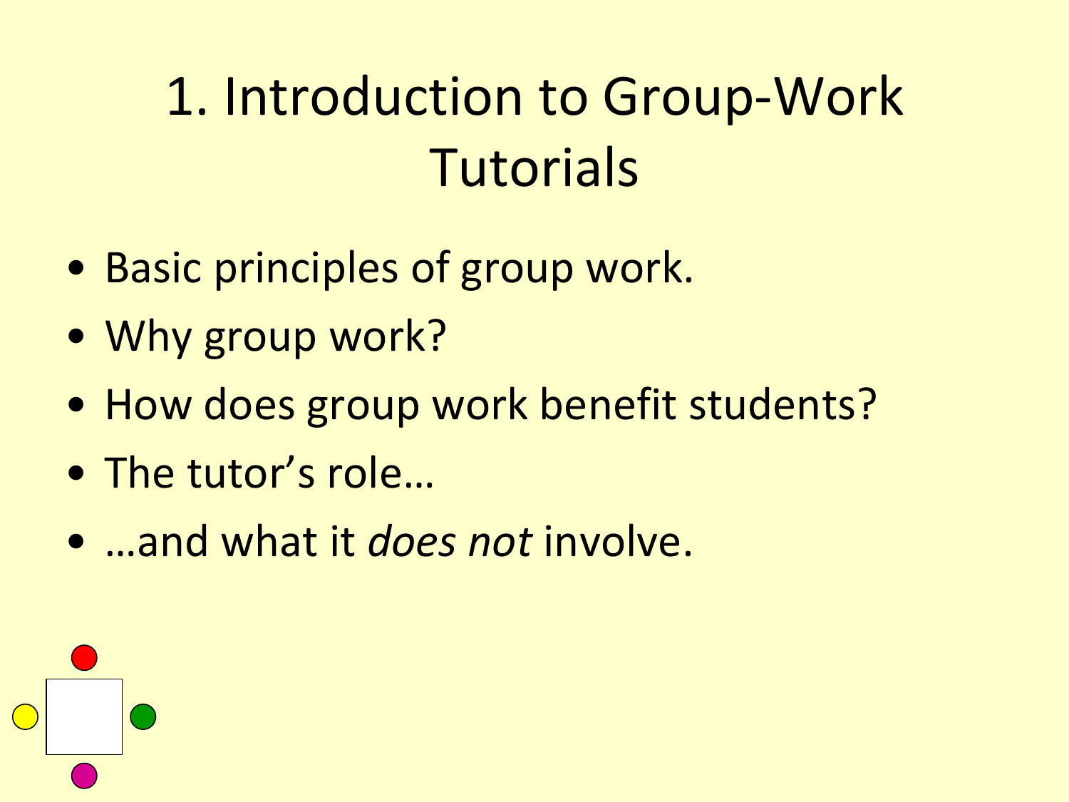# 1. Introduction to Group-Work Tutorials

- Basic principles of group work.
- Why group work?
- How does group work benefit students?
- The tutor's role…
- …and what it *does not* involve.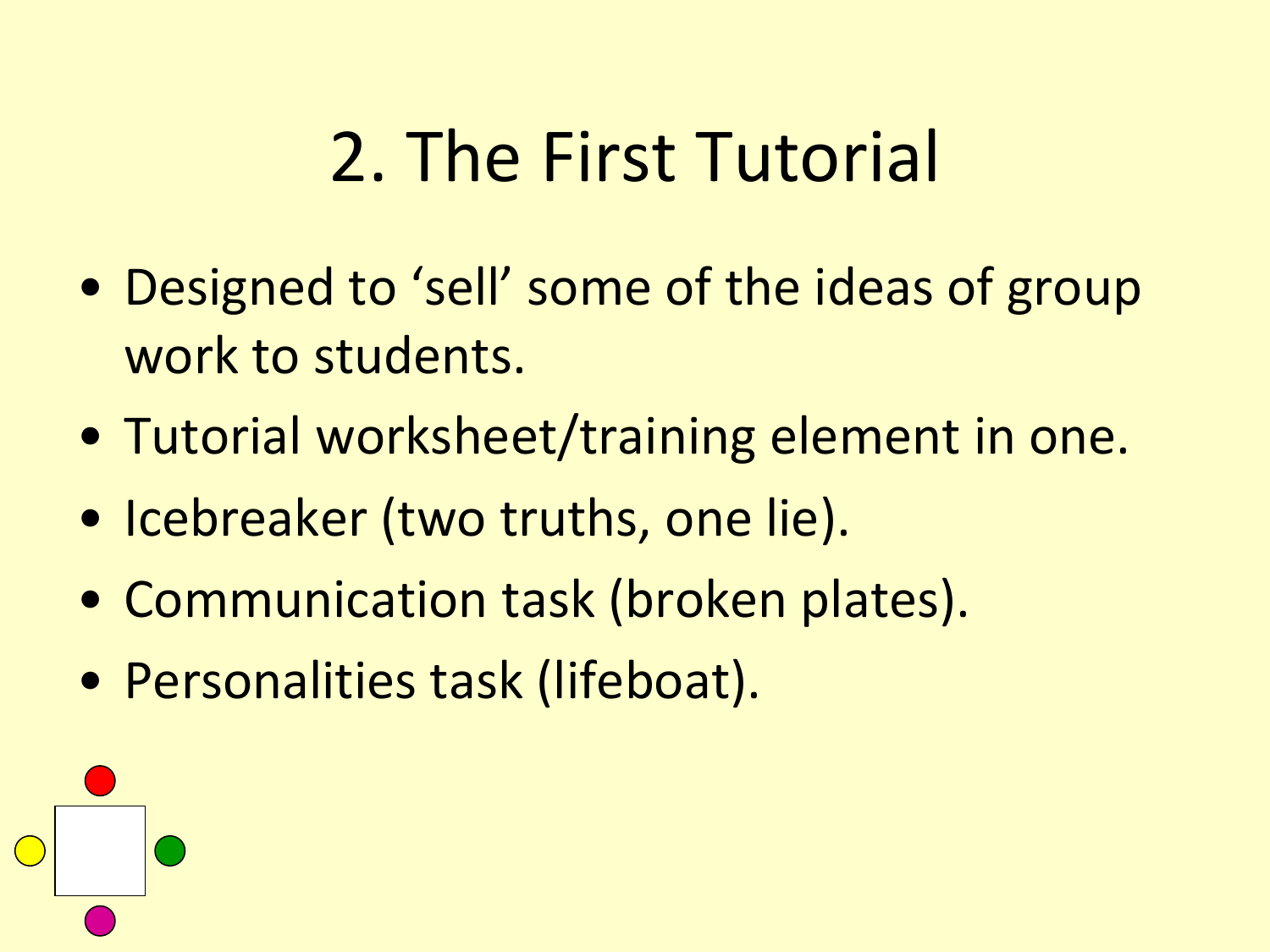# 2. The First Tutorial

- Designed to 'sell' some of the ideas of group work to students.
- Tutorial worksheet/training element in one.
- Icebreaker (two truths, one lie).
- Communication task (broken plates).
- Personalities task (lifeboat).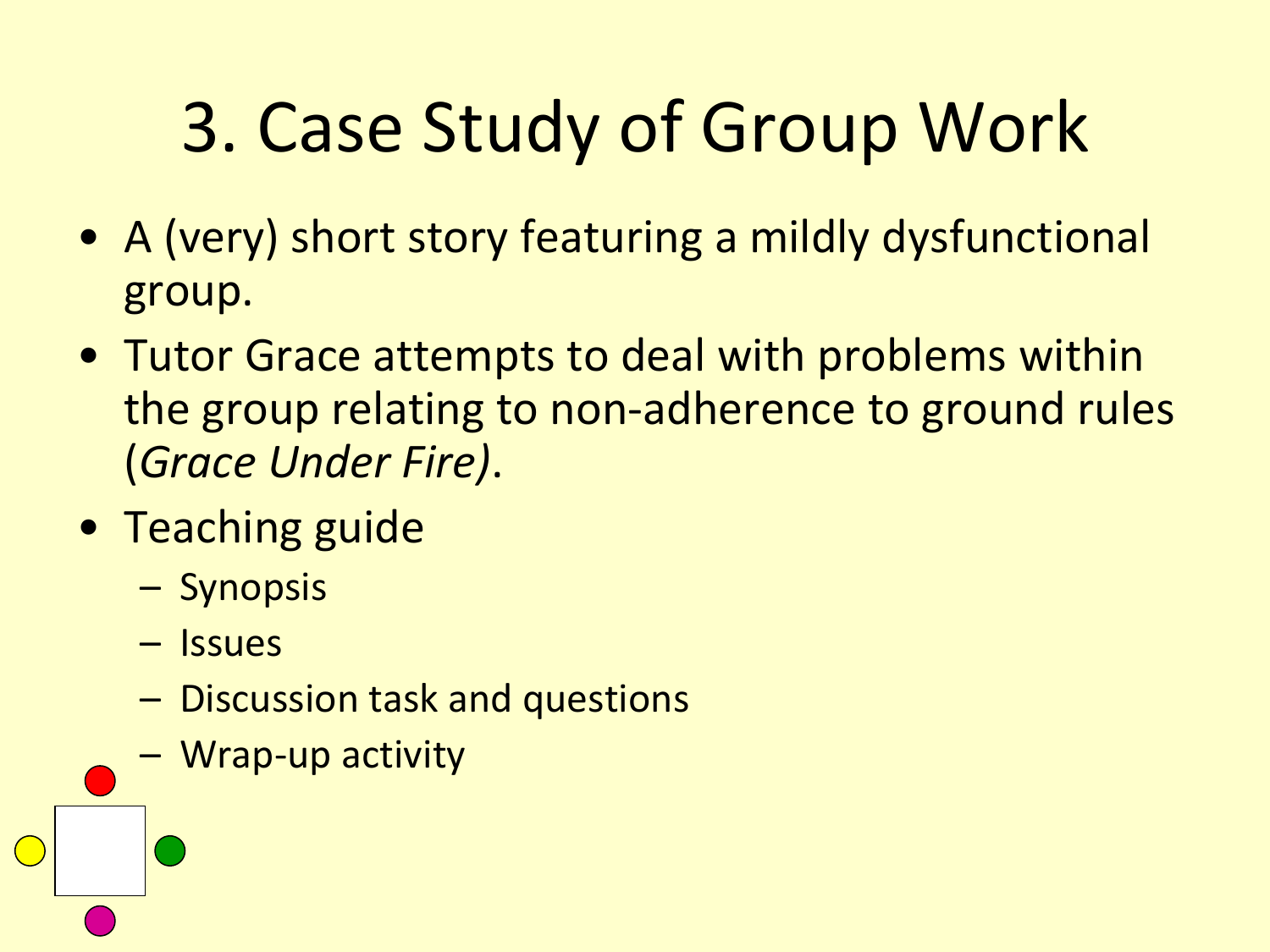# 3. Case Study of Group Work

- A (very) short story featuring a mildly dysfunctional group.
- Tutor Grace attempts to deal with problems within the group relating to non-adherence to ground rules (*Grace Under Fire)*.
- Teaching guide
  - Synopsis
  - Issues
  - Discussion task and questions
  - Wrap-up activity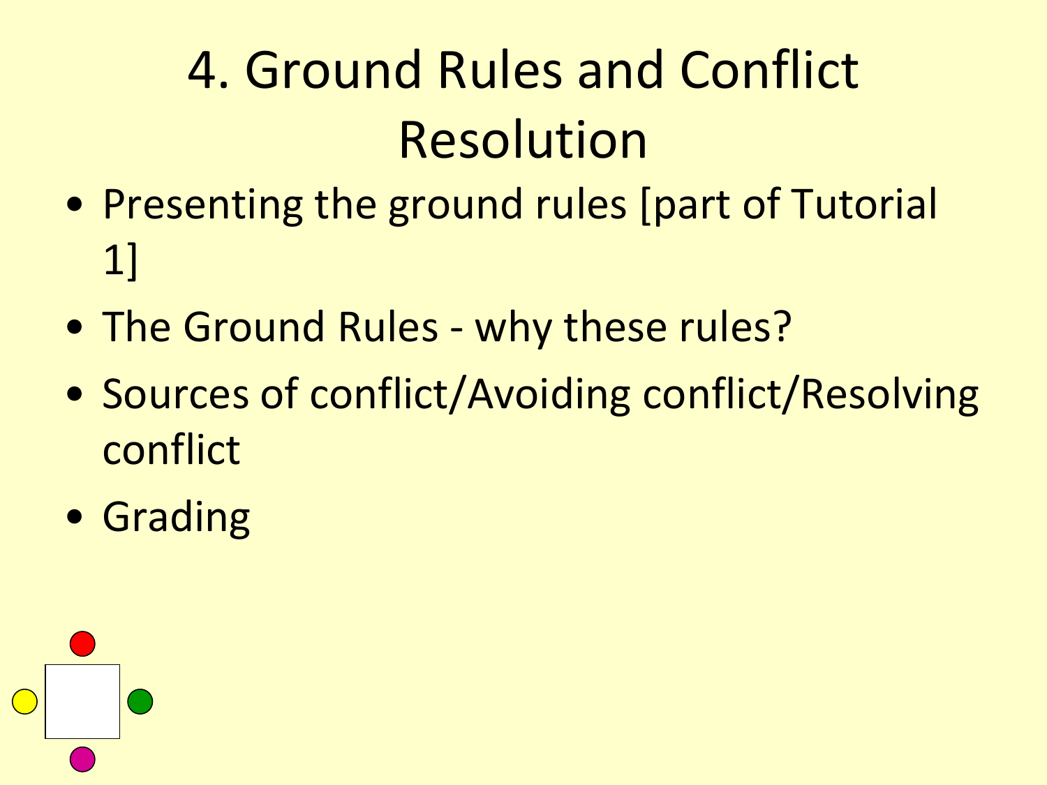# 4. Ground Rules and Conflict Resolution

- Presenting the ground rules [part of Tutorial 1]
- The Ground Rules - why these rules?
- Sources of conflict/Avoiding conflict/Resolving conflict
- Grading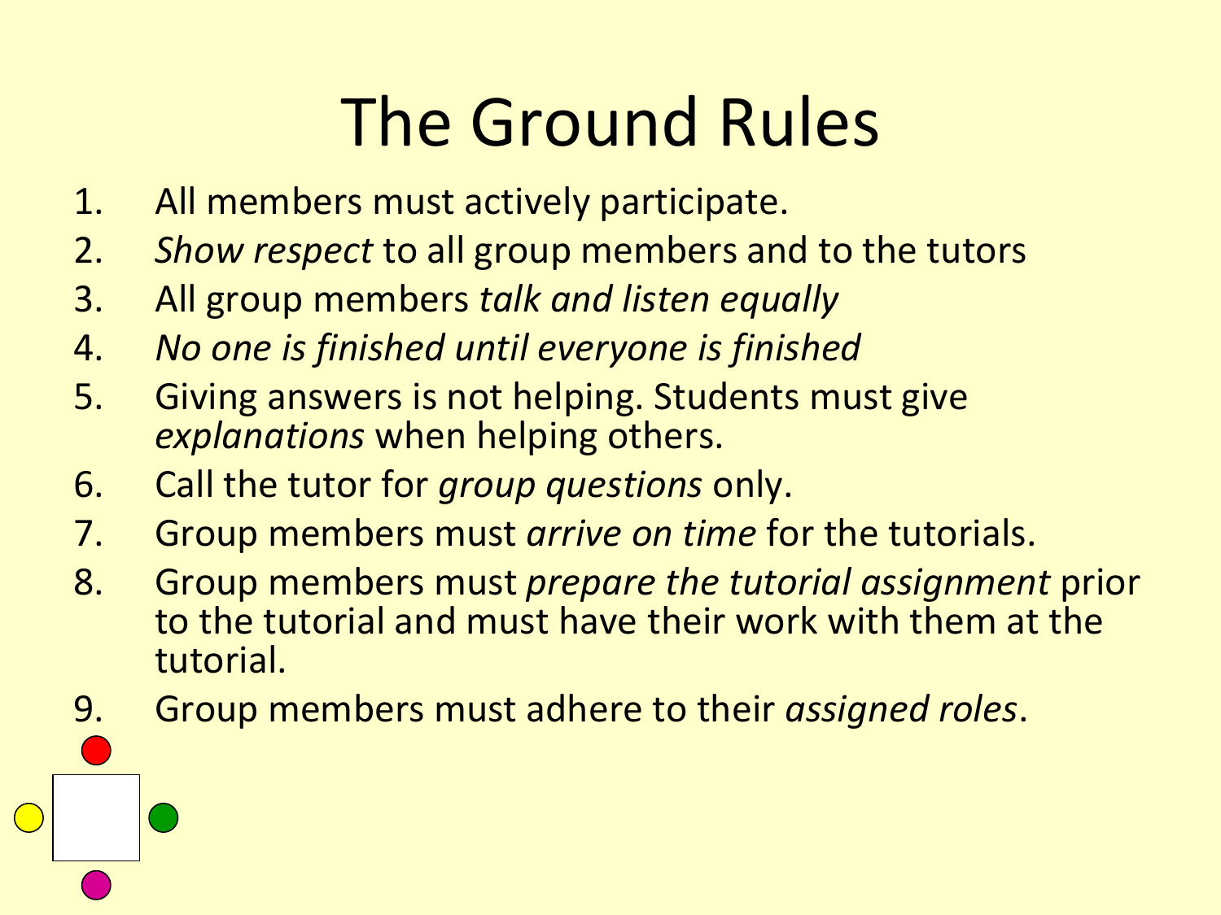# The Ground Rules

1. All members must actively participate.
2. *Show respect* to all group members and to the tutors
3. All group members *talk and listen equally*
4. *No one is finished until everyone is finished*
5. Giving answers is not helping. Students must give *explanations* when helping others.
6. Call the tutor for *group questions* only.
7. Group members must *arrive on time* for the tutorials.
8. Group members must *prepare the tutorial assignment* prior to the tutorial and must have their work with them at the tutorial.
9. Group members must adhere to their *assigned roles*.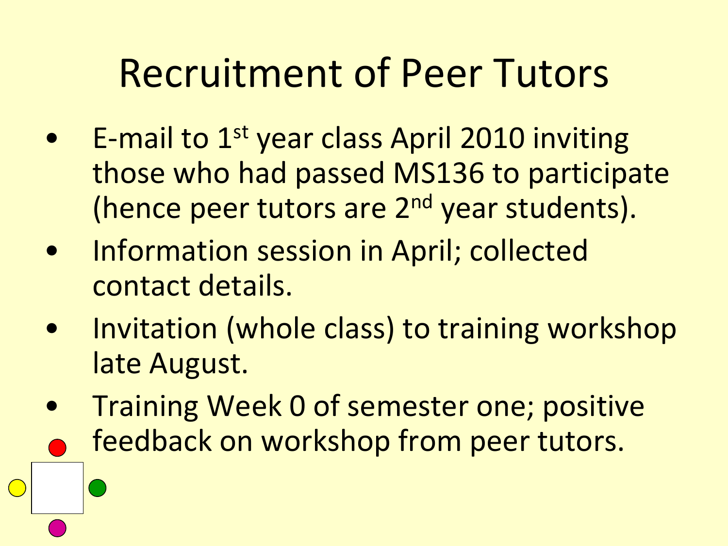# Recruitment of Peer Tutors

- E-mail to 1st year class April 2010 inviting those who had passed MS136 to participate (hence peer tutors are 2nd year students).
- Information session in April; collected contact details.
- Invitation (whole class) to training workshop late August.
- Training Week 0 of semester one; positive feedback on workshop from peer tutors.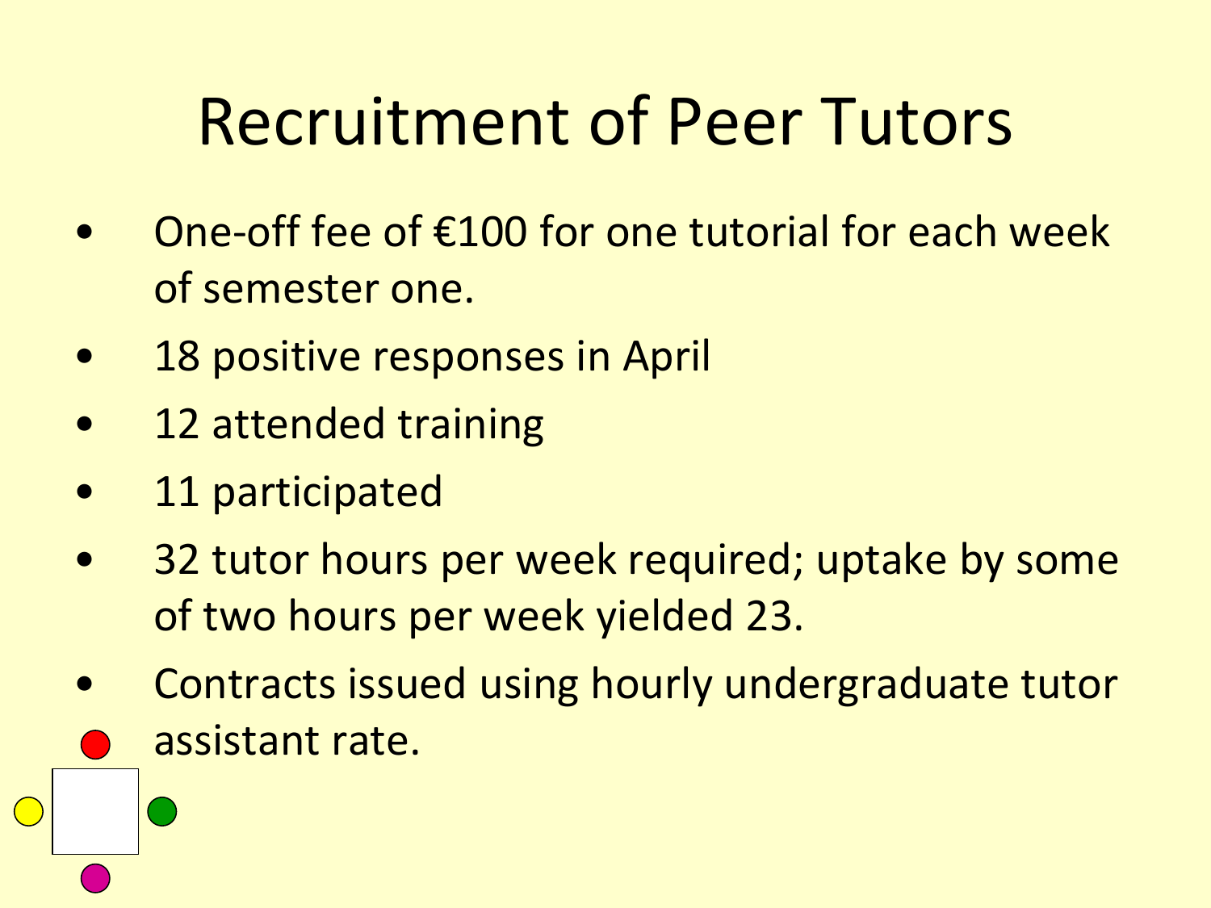# Recruitment of Peer Tutors

- One-off fee of €100 for one tutorial for each week of semester one.
- 18 positive responses in April
- 12 attended training
- 11 participated
- 32 tutor hours per week required; uptake by some of two hours per week yielded 23.
- Contracts issued using hourly undergraduate tutor assistant rate.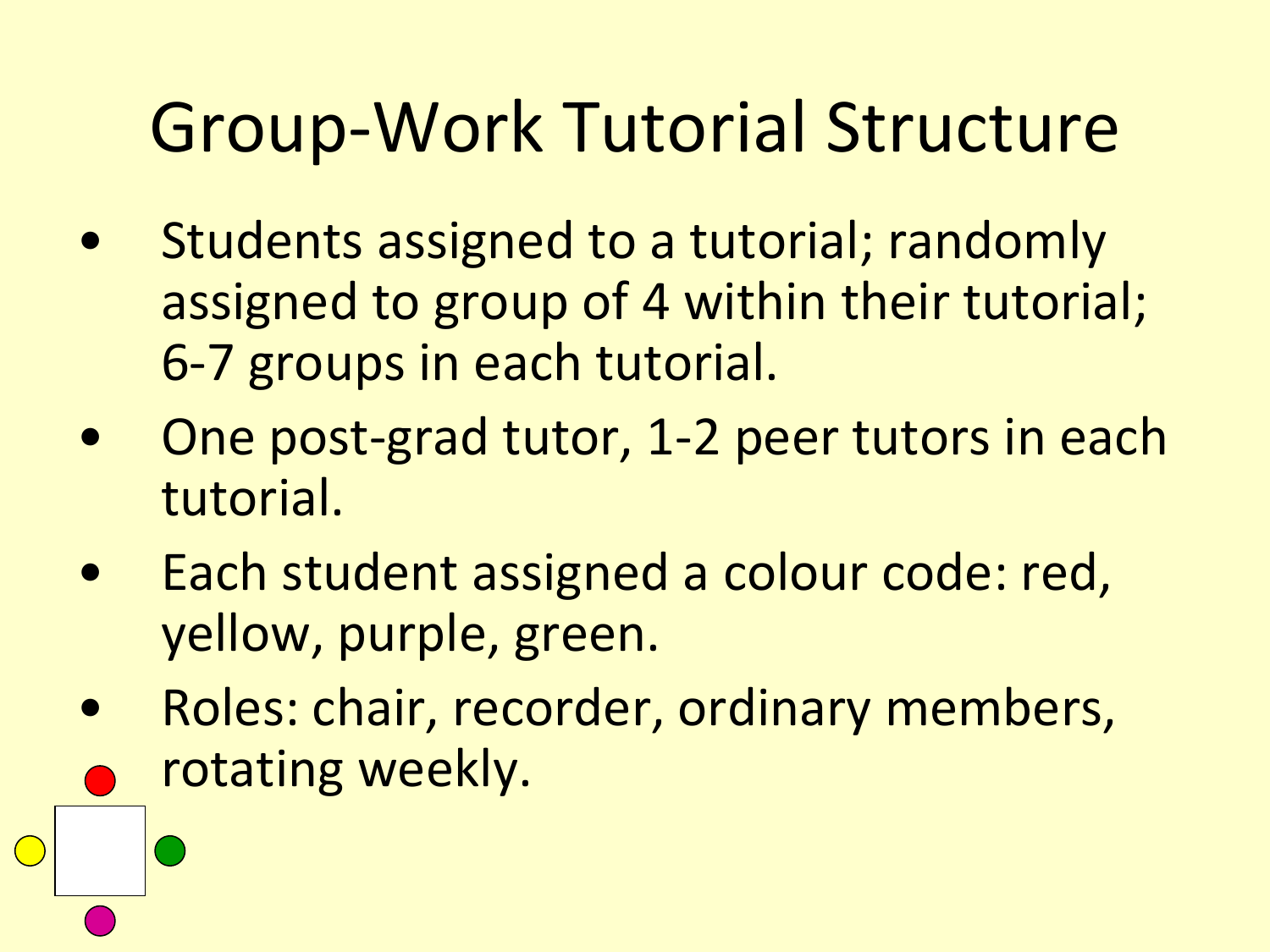# Group-Work Tutorial Structure

- Students assigned to a tutorial; randomly assigned to group of 4 within their tutorial; 6-7 groups in each tutorial.
- One post-grad tutor, 1-2 peer tutors in each tutorial.
- Each student assigned a colour code: red, yellow, purple, green.
- Roles: chair, recorder, ordinary members, rotating weekly.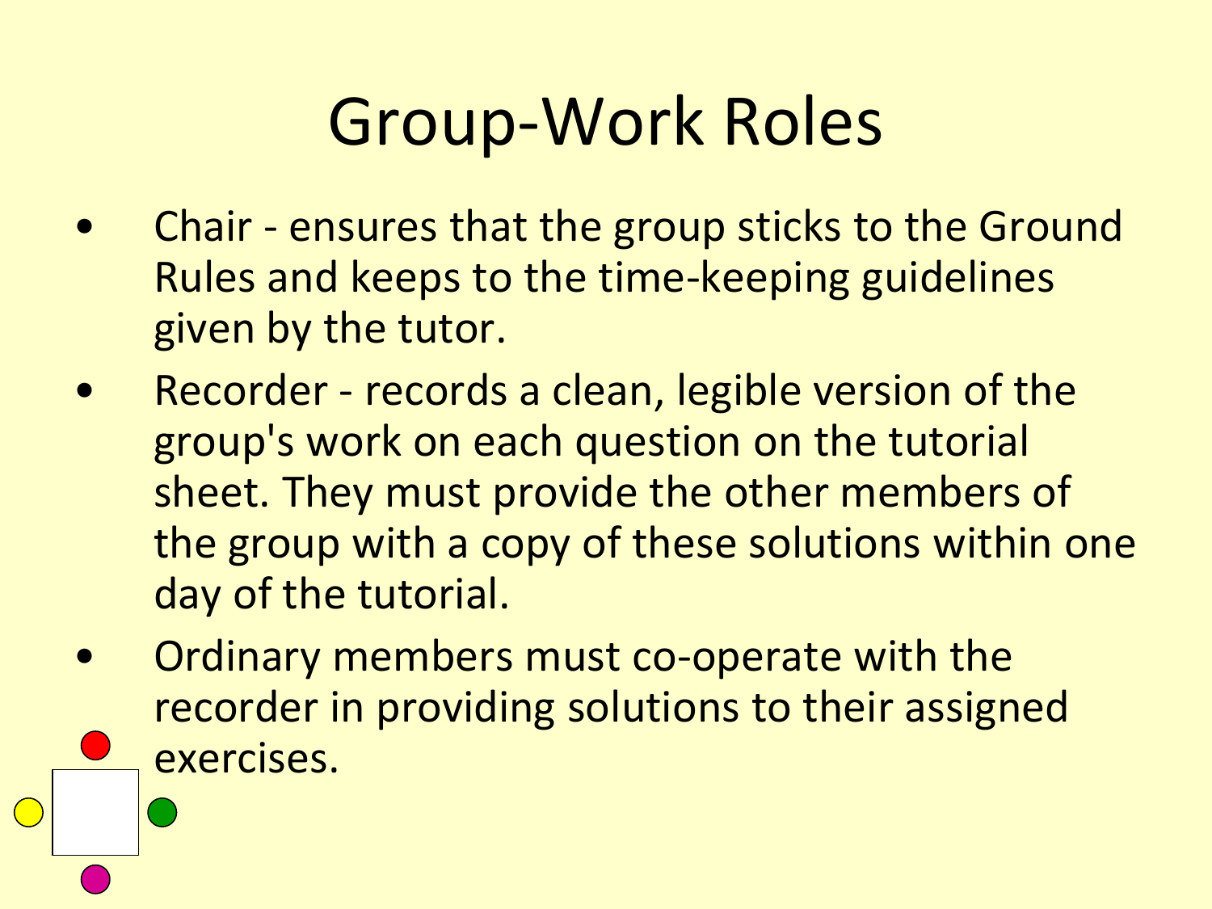# Group-Work Roles

- Chair - ensures that the group sticks to the Ground Rules and keeps to the time-keeping guidelines given by the tutor.
- Recorder - records a clean, legible version of the group's work on each question on the tutorial sheet. They must provide the other members of the group with a copy of these solutions within one day of the tutorial.
- Ordinary members must co-operate with the recorder in providing solutions to their assigned exercises.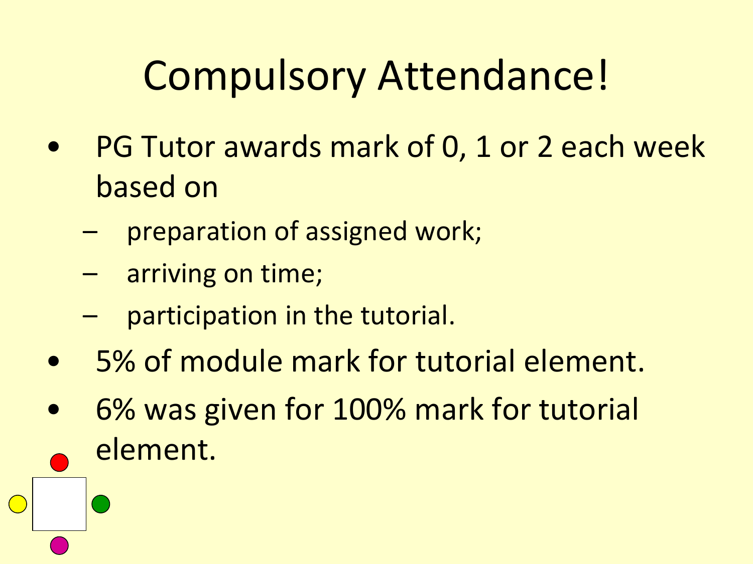# Compulsory Attendance!

- PG Tutor awards mark of 0, 1 or 2 each week based on
  - preparation of assigned work;
  - arriving on time;
  - participation in the tutorial.
- 5% of module mark for tutorial element.
- 6% was given for 100% mark for tutorial element.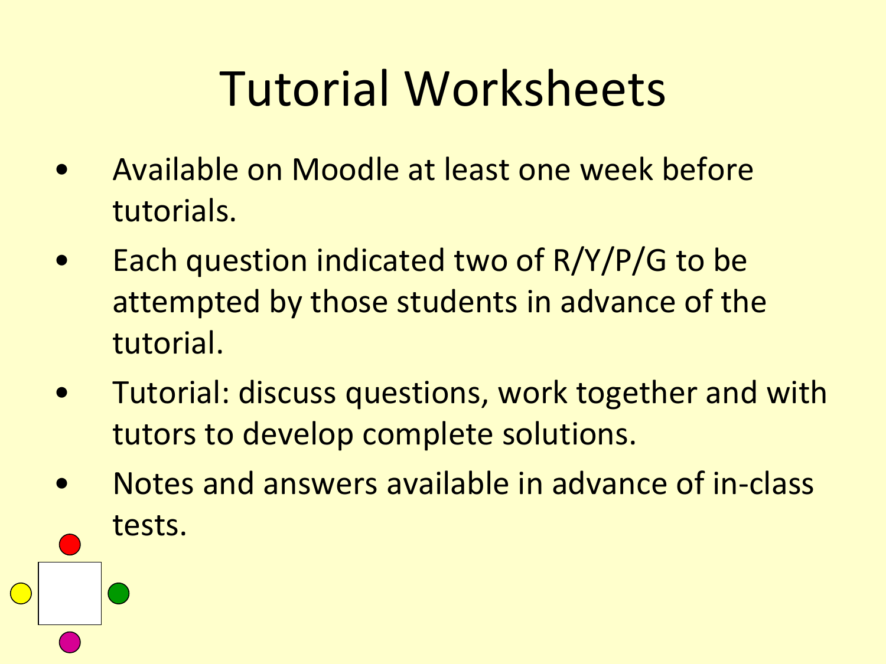# Tutorial Worksheets

- Available on Moodle at least one week before tutorials.
- Each question indicated two of R/Y/P/G to be attempted by those students in advance of the tutorial.
- Tutorial: discuss questions, work together and with tutors to develop complete solutions.
- Notes and answers available in advance of in-class tests.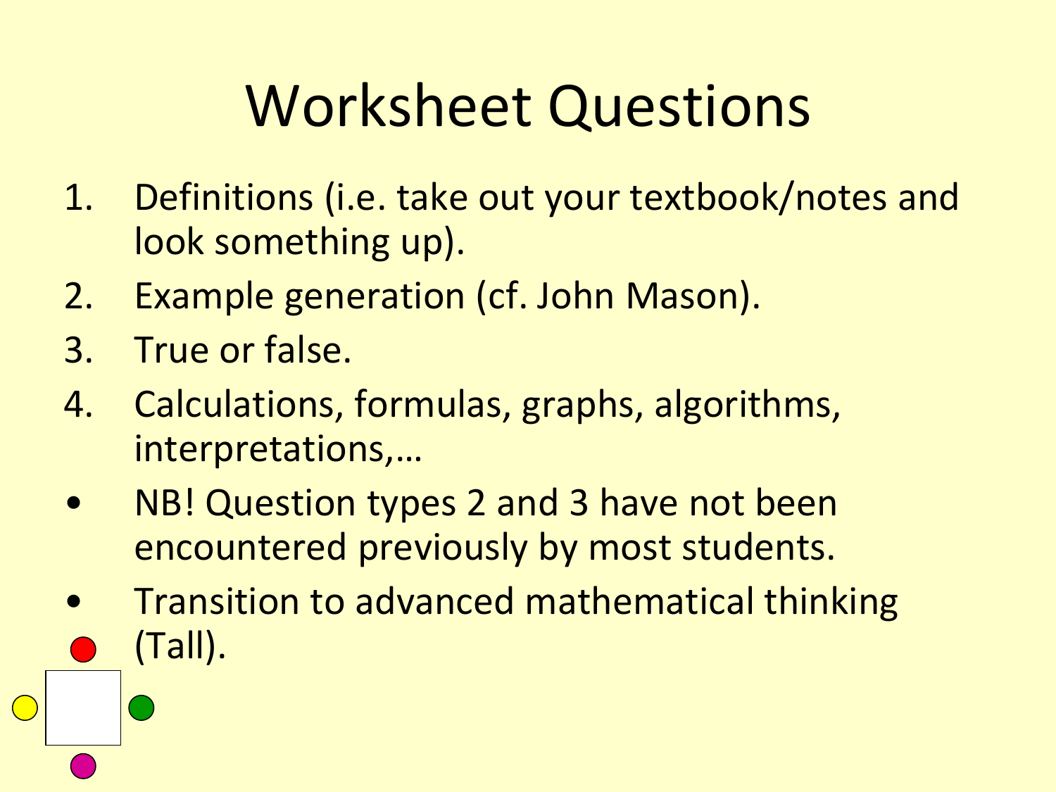# Worksheet Questions

1. Definitions (i.e. take out your textbook/notes and look something up).
2. Example generation (cf. John Mason).
3. True or false.
4. Calculations, formulas, graphs, algorithms, interpretations,…

- NB! Question types 2 and 3 have not been encountered previously by most students.
- Transition to advanced mathematical thinking (Tall).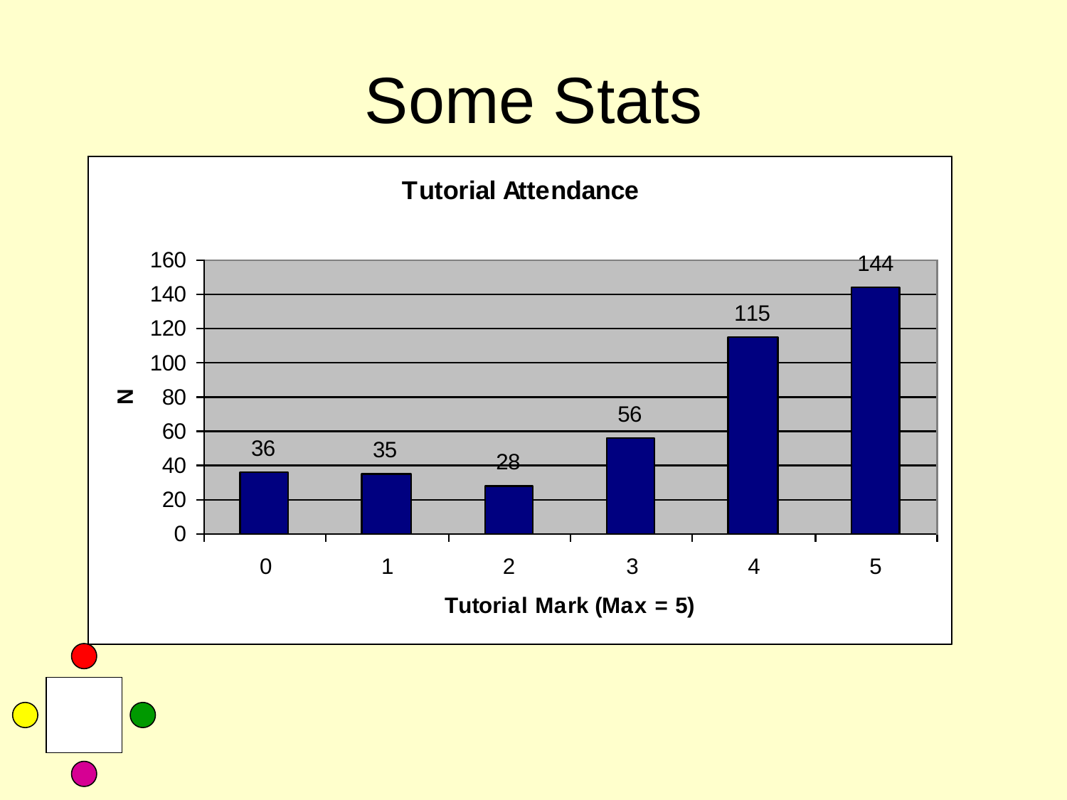# Some Stats

**Tutorial Attendance**

| Tutorial Mark (Max = 5) | N |
|---|---|
| 0 | 36 |
| 1 | 35 |
| 2 | 28 |
| 3 | 56 |
| 4 | 115 |
| 5 | 144 |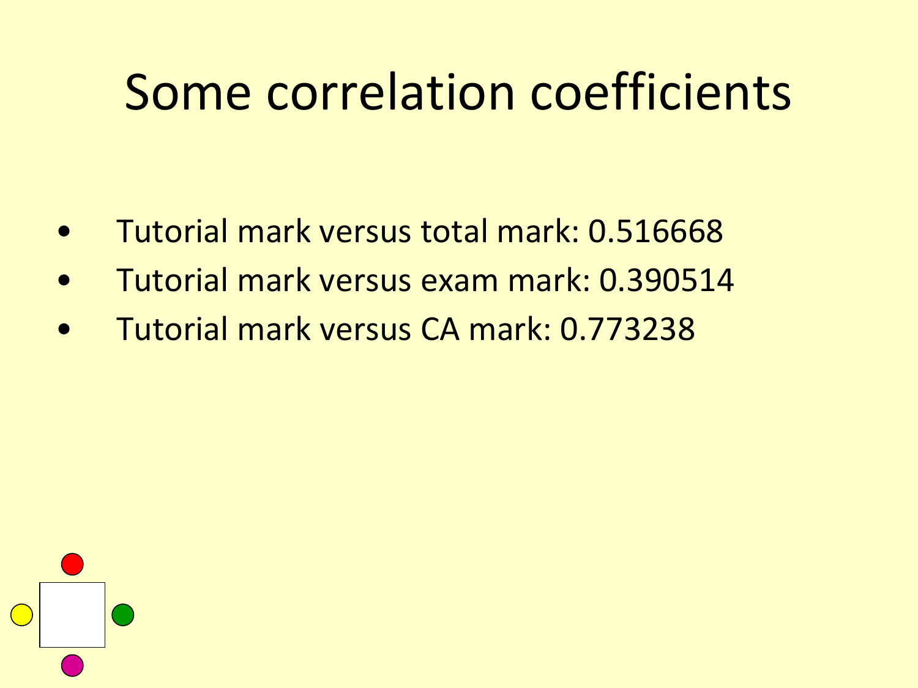# Some correlation coefficients

- Tutorial mark versus total mark: 0.516668
- Tutorial mark versus exam mark: 0.390514
- Tutorial mark versus CA mark: 0.773238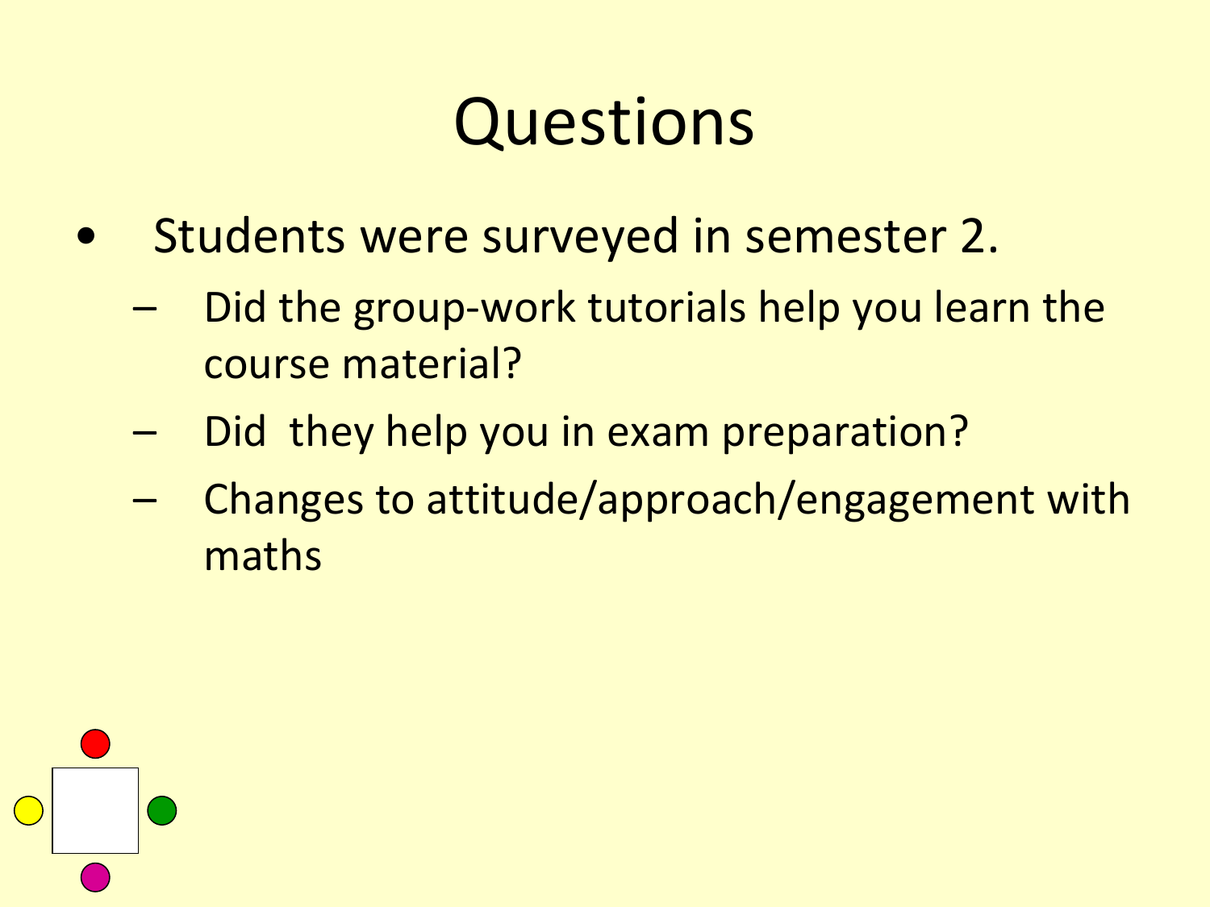# Questions

- Students were surveyed in semester 2.
  - Did the group-work tutorials help you learn the course material?
  - Did  they help you in exam preparation?
  - Changes to attitude/approach/engagement with maths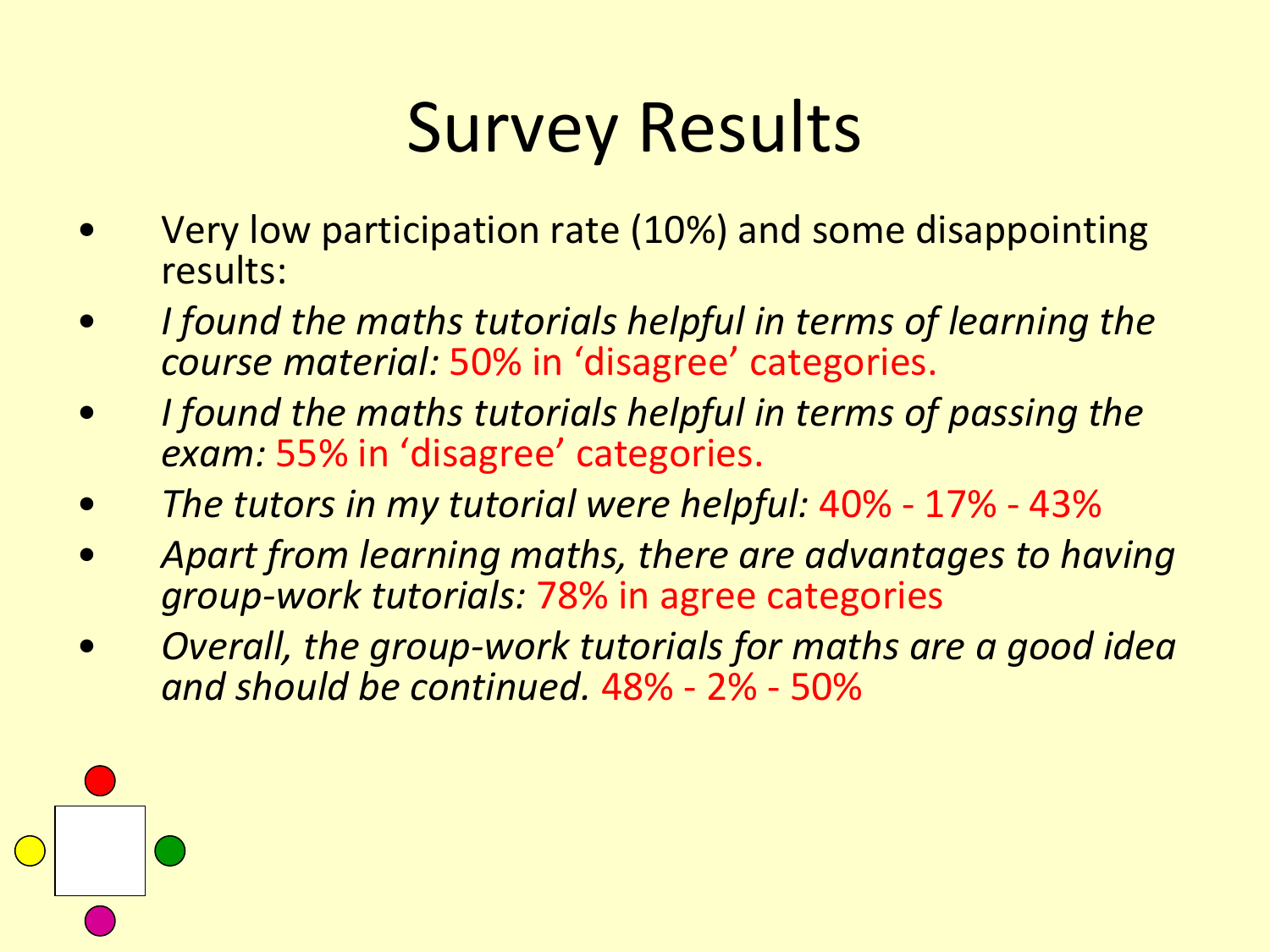# Survey Results

- Very low participation rate (10%) and some disappointing results:
- *I found the maths tutorials helpful in terms of learning the course material:* 50% in 'disagree' categories.
- *I found the maths tutorials helpful in terms of passing the exam:* 55% in 'disagree' categories.
- *The tutors in my tutorial were helpful:* 40% - 17% - 43%
- *Apart from learning maths, there are advantages to having group-work tutorials:* 78% in agree categories
- *Overall, the group-work tutorials for maths are a good idea and should be continued.* 48% - 2% - 50%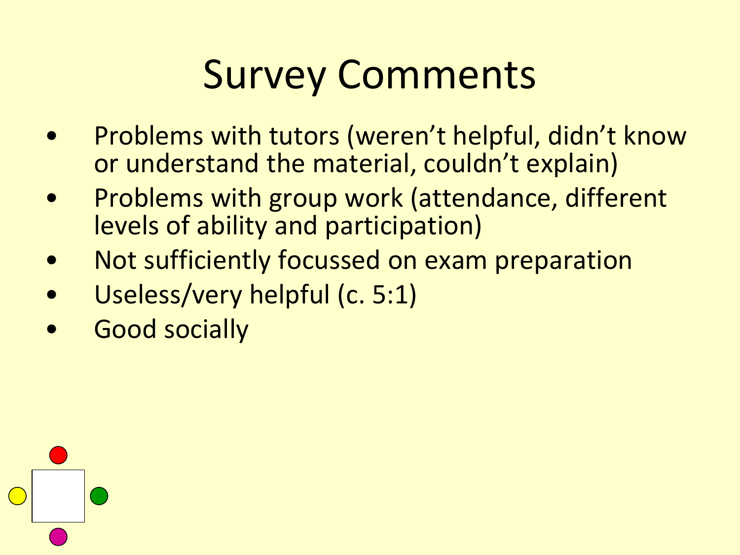# Survey Comments

- Problems with tutors (weren't helpful, didn't know or understand the material, couldn't explain)
- Problems with group work (attendance, different levels of ability and participation)
- Not sufficiently focussed on exam preparation
- Useless/very helpful (c. 5:1)
- Good socially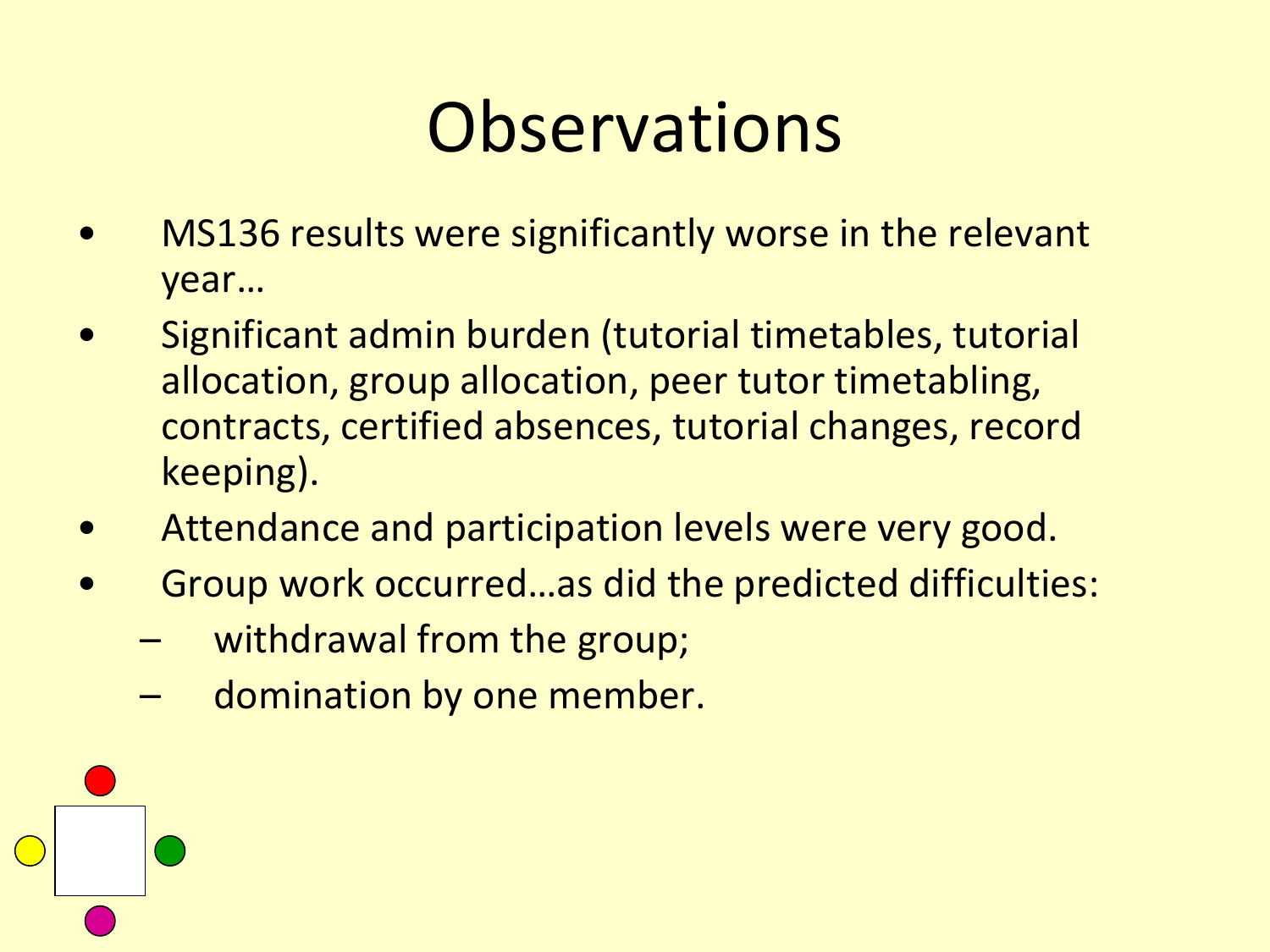# Observations

- MS136 results were significantly worse in the relevant year…
- Significant admin burden (tutorial timetables, tutorial allocation, group allocation, peer tutor timetabling, contracts, certified absences, tutorial changes, record keeping).
- Attendance and participation levels were very good.
- Group work occurred…as did the predicted difficulties:
  - withdrawal from the group;
  - domination by one member.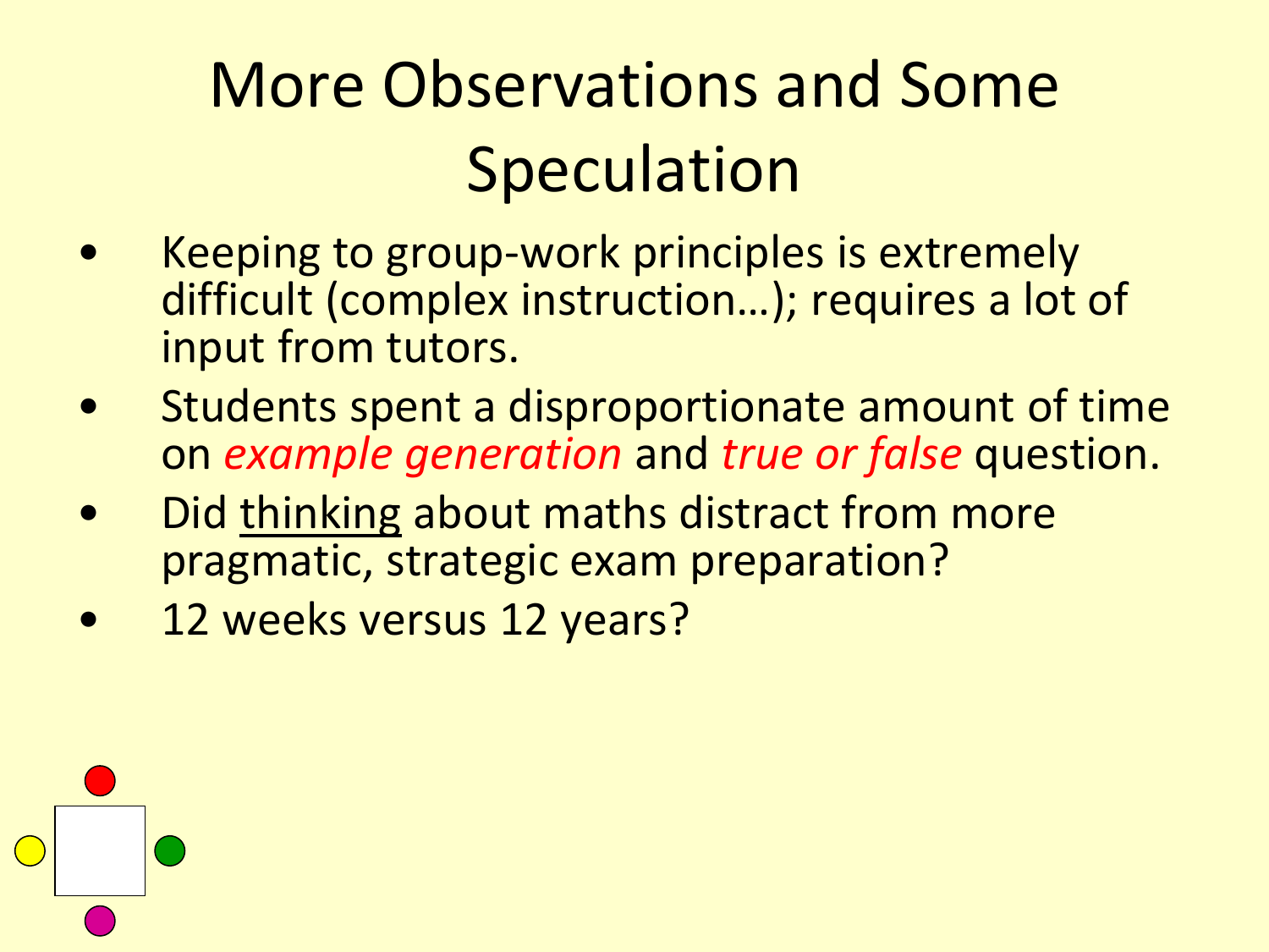# More Observations and Some Speculation

- Keeping to group-work principles is extremely difficult (complex instruction…); requires a lot of input from tutors.
- Students spent a disproportionate amount of time on *example generation* and *true or false* question.
- Did <u>thinking</u> about maths distract from more pragmatic, strategic exam preparation?
- 12 weeks versus 12 years?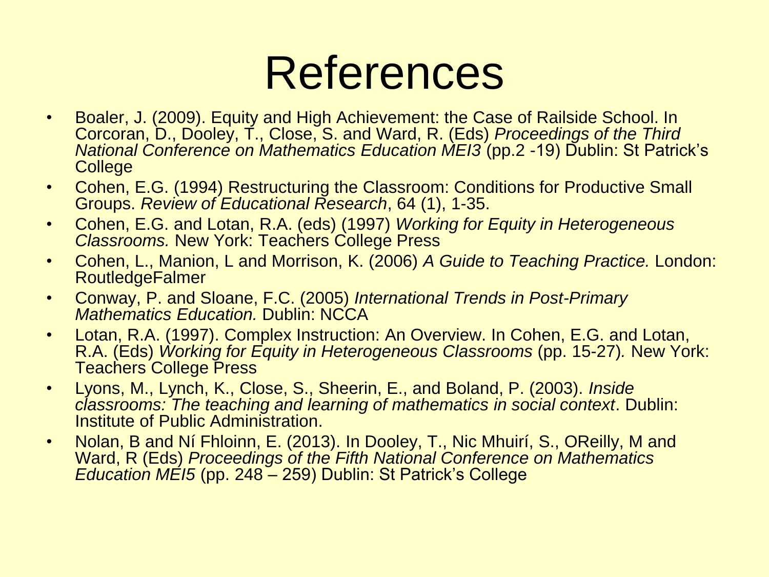# References

- Boaler, J. (2009). Equity and High Achievement: the Case of Railside School. In Corcoran, D., Dooley, T., Close, S. and Ward, R. (Eds) *Proceedings of the Third National Conference on Mathematics Education MEI3* (pp.2 -19) Dublin: St Patrick's College
- Cohen, E.G. (1994) Restructuring the Classroom: Conditions for Productive Small Groups. *Review of Educational Research*, 64 (1), 1-35.
- Cohen, E.G. and Lotan, R.A. (eds) (1997) *Working for Equity in Heterogeneous Classrooms.* New York: Teachers College Press
- Cohen, L., Manion, L and Morrison, K. (2006) *A Guide to Teaching Practice.* London: RoutledgeFalmer
- Conway, P. and Sloane, F.C. (2005) *International Trends in Post-Primary Mathematics Education.* Dublin: NCCA
- Lotan, R.A. (1997). Complex Instruction: An Overview. In Cohen, E.G. and Lotan, R.A. (Eds) *Working for Equity in Heterogeneous Classrooms* (pp. 15-27). New York: Teachers College Press
- Lyons, M., Lynch, K., Close, S., Sheerin, E., and Boland, P. (2003). *Inside classrooms: The teaching and learning of mathematics in social context*. Dublin: Institute of Public Administration.
- Nolan, B and Ní Fhloinn, E. (2013). In Dooley, T., Nic Mhuirí, S., OReilly, M and Ward, R (Eds) *Proceedings of the Fifth National Conference on Mathematics Education MEI5* (pp. 248 – 259) Dublin: St Patrick's College